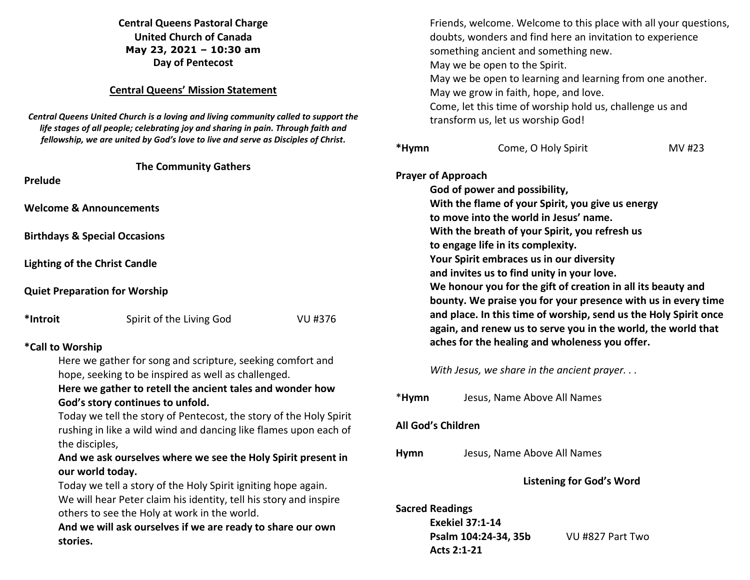**Central Queens Pastoral Charge**
**United Church of Canada**
**May 23, 2021 – 10:30 am**
**Day of Pentecost**

## Central Queens' Mission Statement

*Central Queens United Church is a loving and living community called to support the life stages of all people; celebrating joy and sharing in pain. Through faith and fellowship, we are united by God's love to live and serve as Disciples of Christ.*

### The Community Gathers

**Prelude**

**Welcome & Announcements**

**Birthdays & Special Occasions**

**Lighting of the Christ Candle**

**Quiet Preparation for Worship**

**\*Introit** Spirit of the Living God VU #376

**\*Call to Worship**

Here we gather for song and scripture, seeking comfort and hope, seeking to be inspired as well as challenged.
**Here we gather to retell the ancient tales and wonder how God's story continues to unfold.**
Today we tell the story of Pentecost, the story of the Holy Spirit rushing in like a wild wind and dancing like flames upon each of the disciples,
**And we ask ourselves where we see the Holy Spirit present in our world today.**
Today we tell a story of the Holy Spirit igniting hope again. We will hear Peter claim his identity, tell his story and inspire others to see the Holy at work in the world.
**And we will ask ourselves if we are ready to share our own stories.**

Friends, welcome. Welcome to this place with all your questions, doubts, wonders and find here an invitation to experience something ancient and something new.
May we be open to the Spirit.
May we be open to learning and learning from one another.
May we grow in faith, hope, and love.
Come, let this time of worship hold us, challenge us and transform us, let us worship God!

**\*Hymn** Come, O Holy Spirit MV #23

**Prayer of Approach**

**God of power and possibility,**
**With the flame of your Spirit, you give us energy to move into the world in Jesus' name.**
**With the breath of your Spirit, you refresh us to engage life in its complexity.**
**Your Spirit embraces us in our diversity and invites us to find unity in your love.**
**We honour you for the gift of creation in all its beauty and bounty. We praise you for your presence with us in every time and place. In this time of worship, send us the Holy Spirit once again, and renew us to serve you in the world, the world that aches for the healing and wholeness you offer.**

*With Jesus, we share in the ancient prayer. . .*

\***Hymn** Jesus, Name Above All Names

**All God's Children**

**Hymn** Jesus, Name Above All Names

### Listening for God's Word

**Sacred Readings**

**Exekiel 37:1-14**
**Psalm 104:24-34, 35b** VU #827 Part Two
**Acts 2:1-21**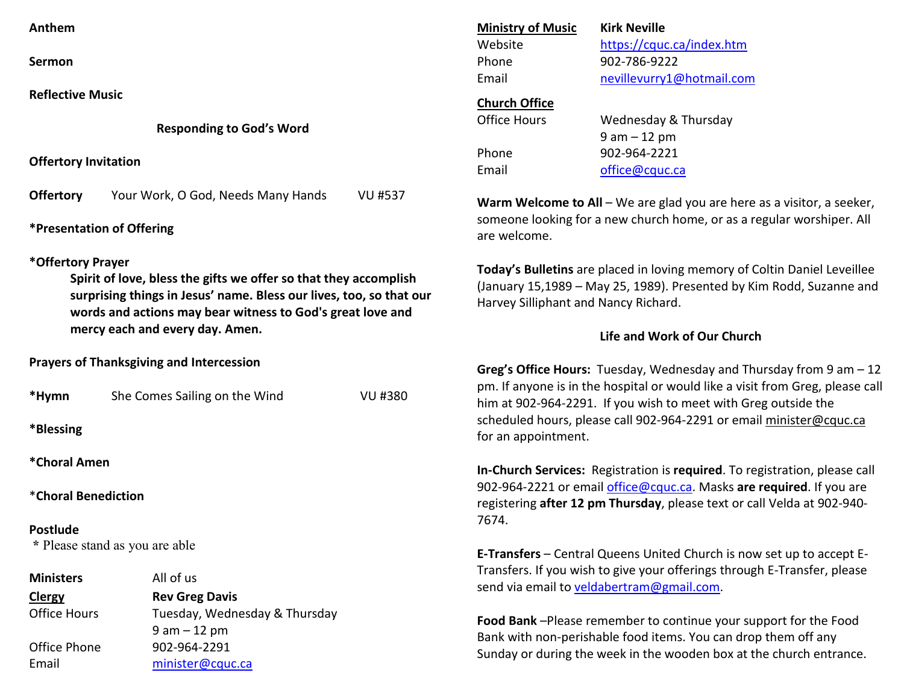**Anthem**

**Sermon**

**Reflective Music**

**Responding to God's Word**

**Offertory Invitation**

**Offertory** Your Work, O God, Needs Many Hands VU #537

***Presentation of Offering**

***Offertory Prayer**

**Spirit of love, bless the gifts we offer so that they accomplish surprising things in Jesus' name. Bless our lives, too, so that our words and actions may bear witness to God's great love and mercy each and every day. Amen.**

**Prayers of Thanksgiving and Intercession**

***Hymn** She Comes Sailing on the Wind VU #380

***Blessing**

***Choral Amen**

***Choral Benediction**

**Postlude**

* Please stand as you are able

| | |
|---|---|
| **Ministers** | All of us |
| **Clergy** | **Rev Greg Davis** |
| Office Hours | Tuesday, Wednesday & Thursday 9 am – 12 pm |
| Office Phone | 902-964-2291 |
| Email | minister@cquc.ca |

| | |
|---|---|
| **Ministry of Music** | **Kirk Neville** |
| Website | https://cquc.ca/index.htm |
| Phone | 902-786-9222 |
| Email | nevillevurry1@hotmail.com |

| | |
|---|---|
| **Church Office** | |
| Office Hours | Wednesday & Thursday 9 am – 12 pm |
| Phone | 902-964-2221 |
| Email | office@cquc.ca |

**Warm Welcome to All** – We are glad you are here as a visitor, a seeker, someone looking for a new church home, or as a regular worshiper. All are welcome.

**Today's Bulletins** are placed in loving memory of Coltin Daniel Leveillee (January 15,1989 – May 25, 1989). Presented by Kim Rodd, Suzanne and Harvey Silliphant and Nancy Richard.

**Life and Work of Our Church**

**Greg's Office Hours:** Tuesday, Wednesday and Thursday from 9 am – 12 pm. If anyone is in the hospital or would like a visit from Greg, please call him at 902-964-2291. If you wish to meet with Greg outside the scheduled hours, please call 902-964-2291 or email minister@cquc.ca for an appointment.

**In-Church Services:** Registration is **required**. To registration, please call 902-964-2221 or email office@cquc.ca. Masks **are required**. If you are registering **after 12 pm Thursday**, please text or call Velda at 902-940-7674.

**E-Transfers** – Central Queens United Church is now set up to accept E-Transfers. If you wish to give your offerings through E-Transfer, please send via email to veldabertram@gmail.com.

**Food Bank** –Please remember to continue your support for the Food Bank with non-perishable food items. You can drop them off any Sunday or during the week in the wooden box at the church entrance.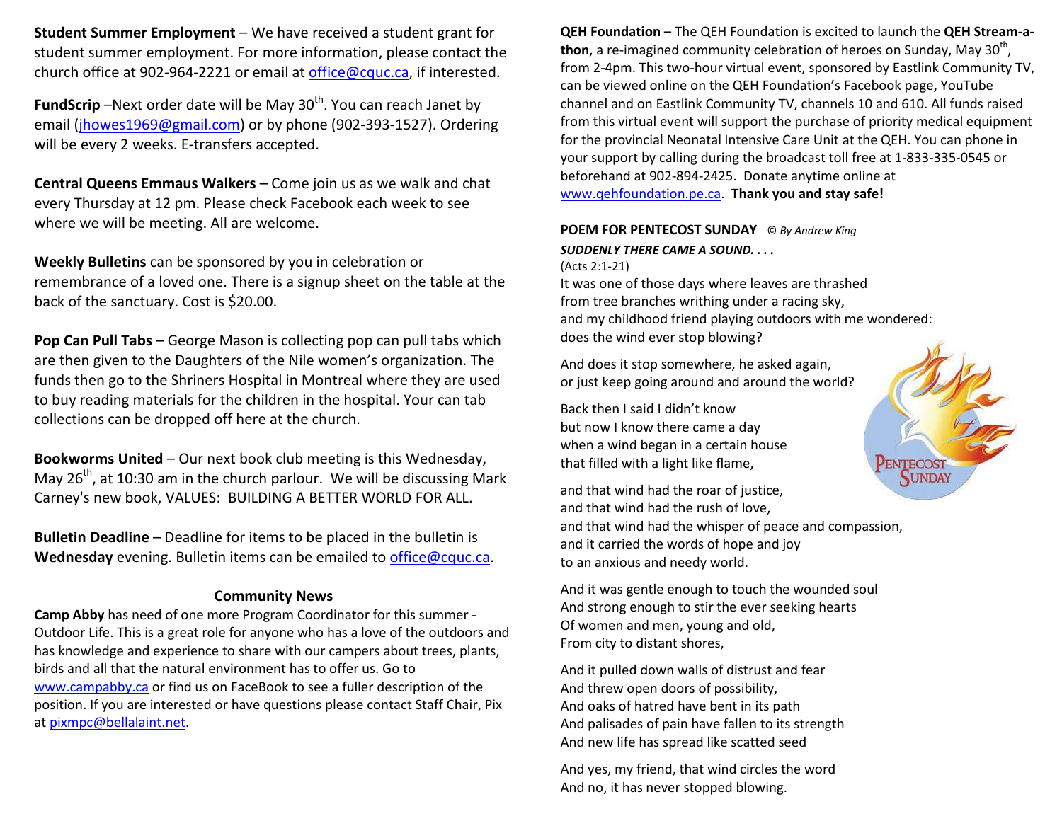**Student Summer Employment** – We have received a student grant for student summer employment. For more information, please contact the church office at 902-964-2221 or email at office@cquc.ca, if interested.

**FundScrip** –Next order date will be May 30th. You can reach Janet by email (jhowes1969@gmail.com) or by phone (902-393-1527). Ordering will be every 2 weeks. E-transfers accepted.

**Central Queens Emmaus Walkers** – Come join us as we walk and chat every Thursday at 12 pm. Please check Facebook each week to see where we will be meeting. All are welcome.

**Weekly Bulletins** can be sponsored by you in celebration or remembrance of a loved one. There is a signup sheet on the table at the back of the sanctuary. Cost is $20.00.

**Pop Can Pull Tabs** – George Mason is collecting pop can pull tabs which are then given to the Daughters of the Nile women's organization. The funds then go to the Shriners Hospital in Montreal where they are used to buy reading materials for the children in the hospital. Your can tab collections can be dropped off here at the church.

**Bookworms United** – Our next book club meeting is this Wednesday, May 26th, at 10:30 am in the church parlour. We will be discussing Mark Carney's new book, VALUES: BUILDING A BETTER WORLD FOR ALL.

**Bulletin Deadline** – Deadline for items to be placed in the bulletin is **Wednesday** evening. Bulletin items can be emailed to office@cquc.ca.

## Community News

**Camp Abby** has need of one more Program Coordinator for this summer - Outdoor Life. This is a great role for anyone who has a love of the outdoors and has knowledge and experience to share with our campers about trees, plants, birds and all that the natural environment has to offer us. Go to www.campabby.ca or find us on FaceBook to see a fuller description of the position. If you are interested or have questions please contact Staff Chair, Pix at pixmpc@bellalaint.net.

**QEH Foundation** – The QEH Foundation is excited to launch the **QEH Stream-a-thon**, a re-imagined community celebration of heroes on Sunday, May 30th, from 2-4pm. This two-hour virtual event, sponsored by Eastlink Community TV, can be viewed online on the QEH Foundation's Facebook page, YouTube channel and on Eastlink Community TV, channels 10 and 610. All funds raised from this virtual event will support the purchase of priority medical equipment for the provincial Neonatal Intensive Care Unit at the QEH. You can phone in your support by calling during the broadcast toll free at 1-833-335-0545 or beforehand at 902-894-2425. Donate anytime online at www.qehfoundation.pe.ca. **Thank you and stay safe!**

**POEM FOR PENTECOST SUNDAY** *© By Andrew King*

***SUDDENLY THERE CAME A SOUND. . . .***

(Acts 2:1-21)

It was one of those days where leaves are thrashed
from tree branches writhing under a racing sky,
and my childhood friend playing outdoors with me wondered:
does the wind ever stop blowing?

And does it stop somewhere, he asked again,
or just keep going around and around the world?

Back then I said I didn't know
but now I know there came a day
when a wind began in a certain house
that filled with a light like flame,

PENTECOST SUNDAY

and that wind had the roar of justice,
and that wind had the rush of love,
and that wind had the whisper of peace and compassion,
and it carried the words of hope and joy
to an anxious and needy world.

And it was gentle enough to touch the wounded soul
And strong enough to stir the ever seeking hearts
Of women and men, young and old,
From city to distant shores,

And it pulled down walls of distrust and fear
And threw open doors of possibility,
And oaks of hatred have bent in its path
And palisades of pain have fallen to its strength
And new life has spread like scatted seed

And yes, my friend, that wind circles the word
And no, it has never stopped blowing.